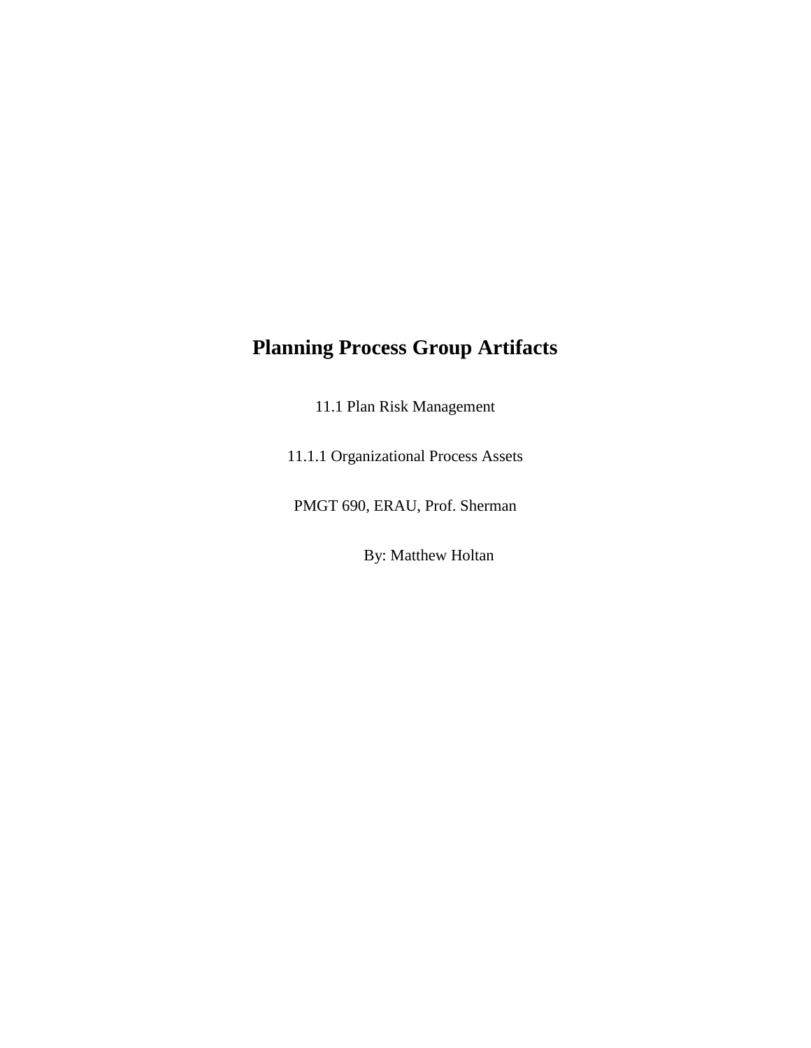# Planning Process Group Artifacts

11.1 Plan Risk Management

11.1.1 Organizational Process Assets

PMGT 690, ERAU, Prof. Sherman

By: Matthew Holtan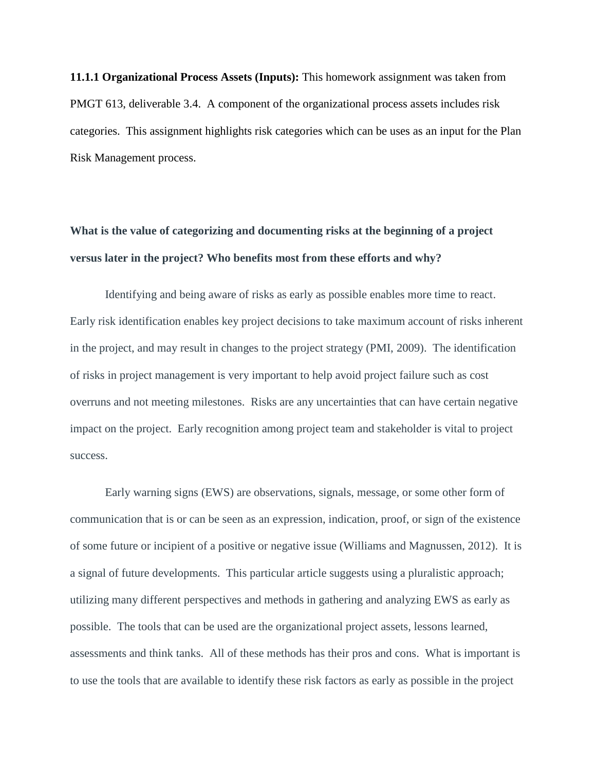**11.1.1 Organizational Process Assets (Inputs):** This homework assignment was taken from PMGT 613, deliverable 3.4. A component of the organizational process assets includes risk categories. This assignment highlights risk categories which can be uses as an input for the Plan Risk Management process.

**What is the value of categorizing and documenting risks at the beginning of a project versus later in the project? Who benefits most from these efforts and why?**

Identifying and being aware of risks as early as possible enables more time to react. Early risk identification enables key project decisions to take maximum account of risks inherent in the project, and may result in changes to the project strategy (PMI, 2009). The identification of risks in project management is very important to help avoid project failure such as cost overruns and not meeting milestones. Risks are any uncertainties that can have certain negative impact on the project. Early recognition among project team and stakeholder is vital to project success.

Early warning signs (EWS) are observations, signals, message, or some other form of communication that is or can be seen as an expression, indication, proof, or sign of the existence of some future or incipient of a positive or negative issue (Williams and Magnussen, 2012). It is a signal of future developments. This particular article suggests using a pluralistic approach; utilizing many different perspectives and methods in gathering and analyzing EWS as early as possible. The tools that can be used are the organizational project assets, lessons learned, assessments and think tanks. All of these methods has their pros and cons. What is important is to use the tools that are available to identify these risk factors as early as possible in the project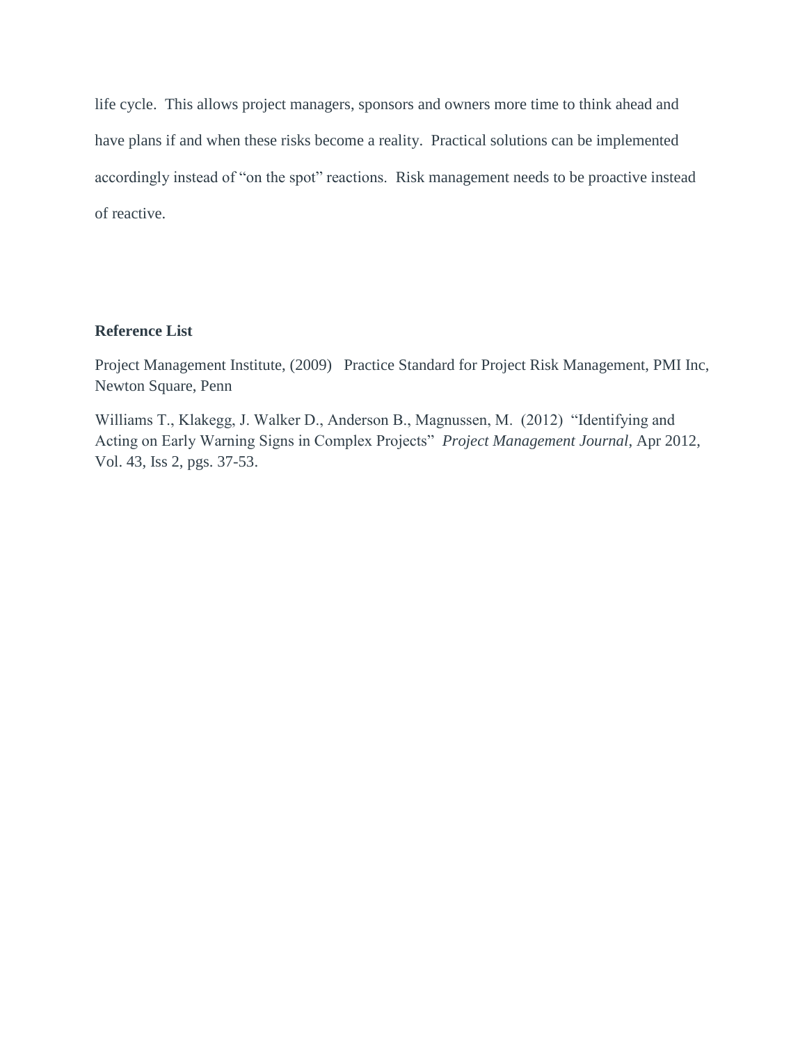life cycle. This allows project managers, sponsors and owners more time to think ahead and have plans if and when these risks become a reality. Practical solutions can be implemented accordingly instead of "on the spot" reactions. Risk management needs to be proactive instead of reactive.

**Reference List**

Project Management Institute, (2009) Practice Standard for Project Risk Management, PMI Inc, Newton Square, Penn

Williams T., Klakegg, J. Walker D., Anderson B., Magnussen, M. (2012) "Identifying and Acting on Early Warning Signs in Complex Projects" *Project Management Journal*, Apr 2012, Vol. 43, Iss 2, pgs. 37-53.